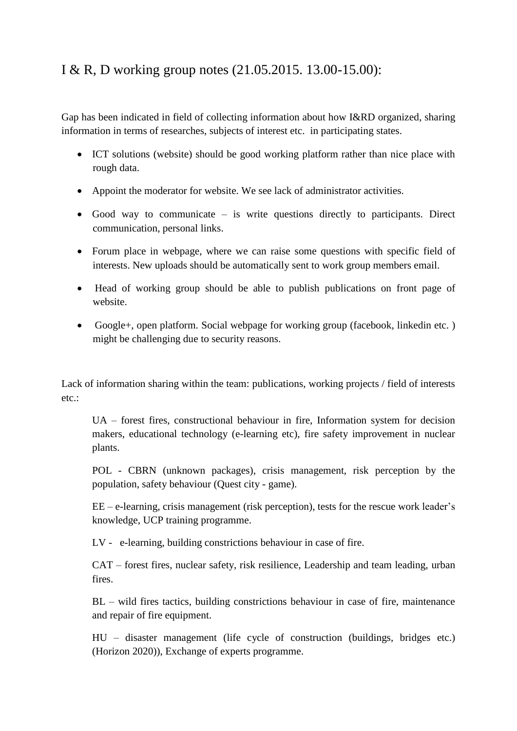# I & R, D working group notes (21.05.2015. 13.00-15.00):

Gap has been indicated in field of collecting information about how I&RD organized, sharing information in terms of researches, subjects of interest etc. in participating states.

- ICT solutions (website) should be good working platform rather than nice place with rough data.
- Appoint the moderator for website. We see lack of administrator activities.
- Good way to communicate – is write questions directly to participants. Direct communication, personal links.
- Forum place in webpage, where we can raise some questions with specific field of interests. New uploads should be automatically sent to work group members email.
- Head of working group should be able to publish publications on front page of website.
- Google+, open platform. Social webpage for working group (facebook, linkedin etc. ) might be challenging due to security reasons.

Lack of information sharing within the team: publications, working projects / field of interests etc.:

UA – forest fires, constructional behaviour in fire, Information system for decision makers, educational technology (e-learning etc), fire safety improvement in nuclear plants.

POL - CBRN (unknown packages), crisis management, risk perception by the population, safety behaviour (Quest city - game).

EE – e-learning, crisis management (risk perception), tests for the rescue work leader's knowledge, UCP training programme.

LV - e-learning, building constrictions behaviour in case of fire.

CAT – forest fires, nuclear safety, risk resilience, Leadership and team leading, urban fires.

BL – wild fires tactics, building constrictions behaviour in case of fire, maintenance and repair of fire equipment.

HU – disaster management (life cycle of construction (buildings, bridges etc.) (Horizon 2020)), Exchange of experts programme.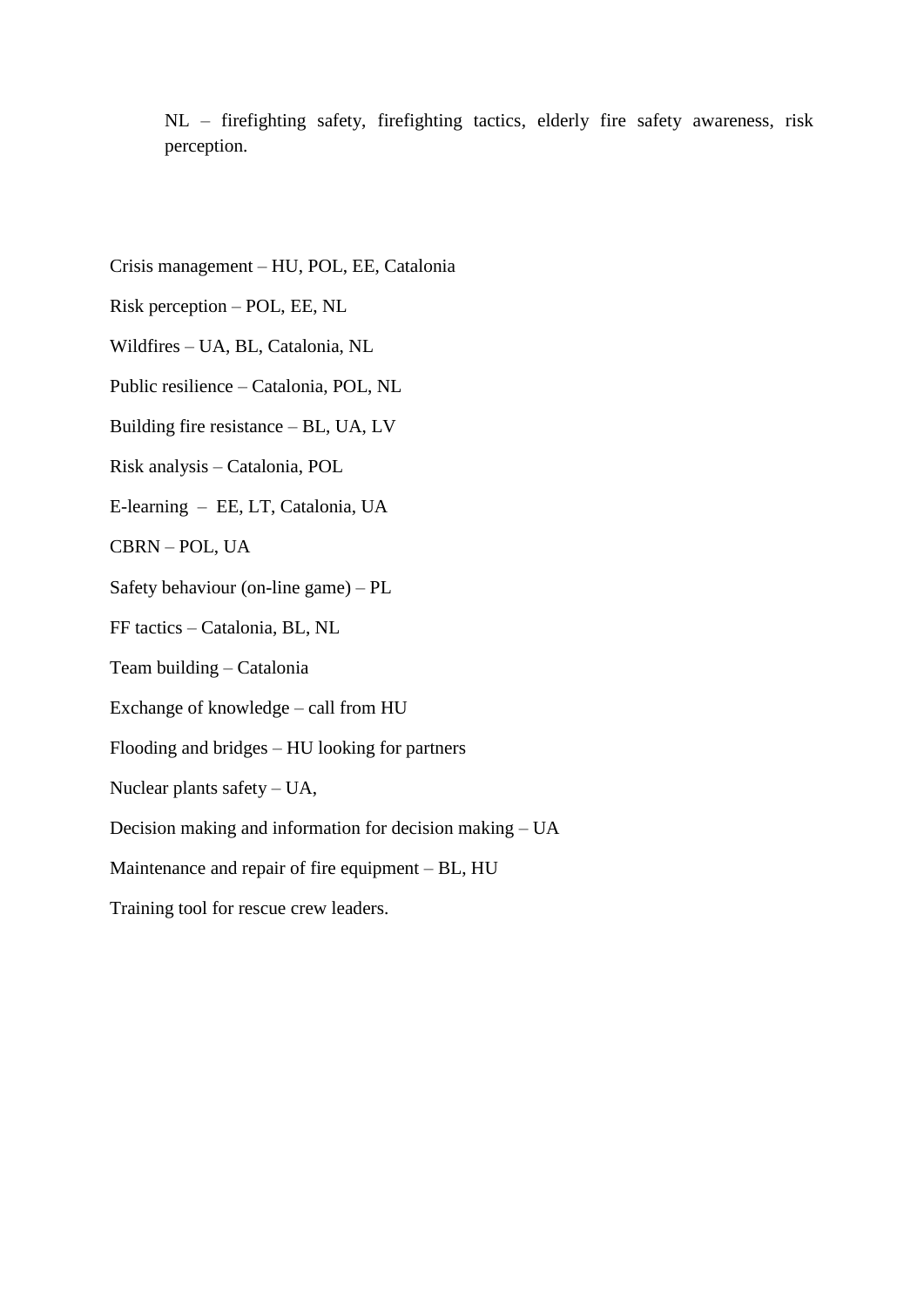NL – firefighting safety, firefighting tactics, elderly fire safety awareness, risk perception.

Crisis management – HU, POL, EE, Catalonia

Risk perception – POL, EE, NL

Wildfires – UA, BL, Catalonia, NL

Public resilience – Catalonia, POL, NL

Building fire resistance – BL, UA, LV

Risk analysis – Catalonia, POL

E-learning – EE, LT, Catalonia, UA

CBRN – POL, UA

Safety behaviour (on-line game) – PL

FF tactics – Catalonia, BL, NL

Team building – Catalonia

Exchange of knowledge – call from HU

Flooding and bridges – HU looking for partners

Nuclear plants safety – UA,

Decision making and information for decision making – UA

Maintenance and repair of fire equipment – BL, HU

Training tool for rescue crew leaders.